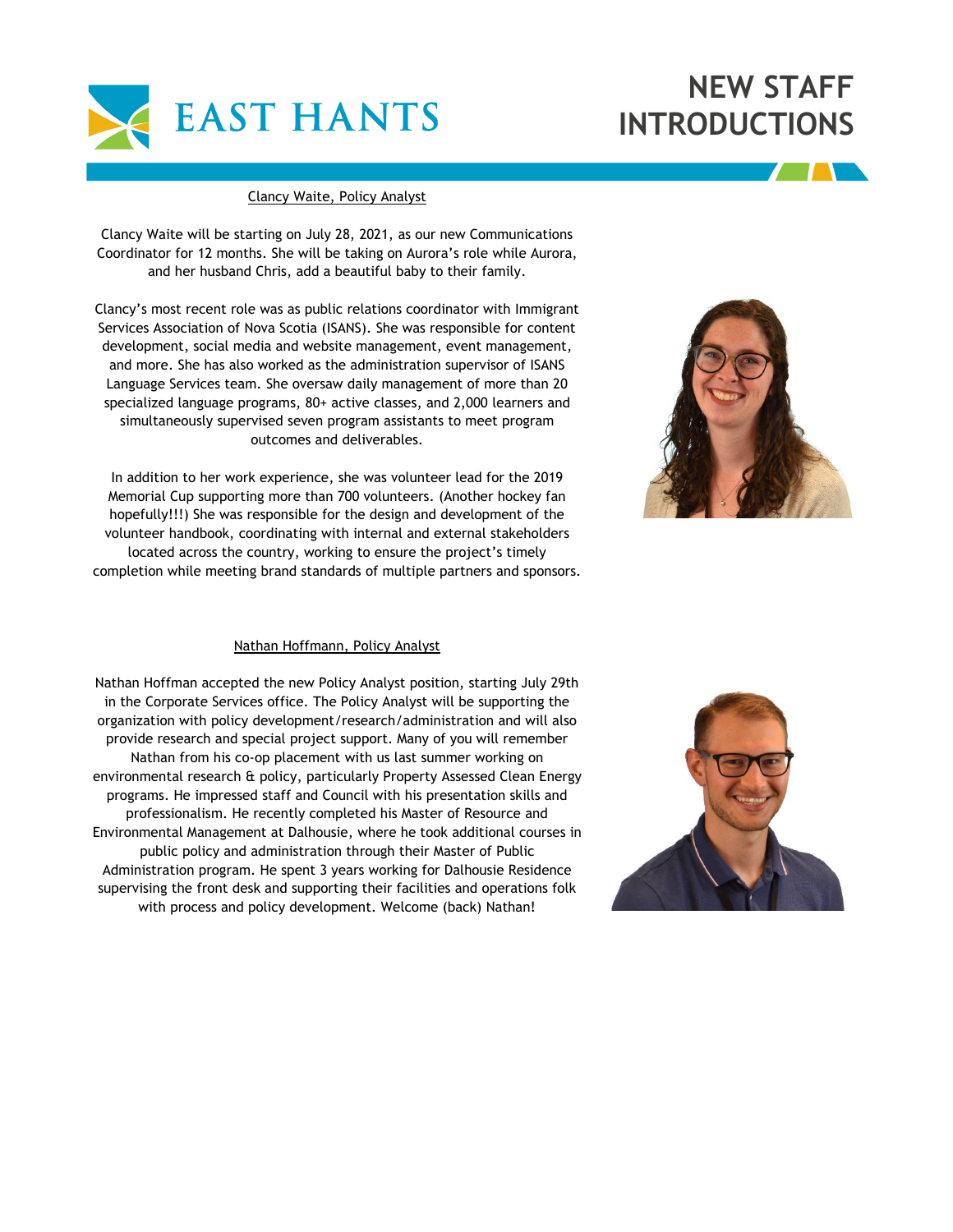# EAST HANTS

# NEW STAFF INTRODUCTIONS

Clancy Waite, Policy Analyst

Clancy Waite will be starting on July 28, 2021, as our new Communications Coordinator for 12 months. She will be taking on Aurora's role while Aurora, and her husband Chris, add a beautiful baby to their family.

Clancy's most recent role was as public relations coordinator with Immigrant Services Association of Nova Scotia (ISANS). She was responsible for content development, social media and website management, event management, and more. She has also worked as the administration supervisor of ISANS Language Services team. She oversaw daily management of more than 20 specialized language programs, 80+ active classes, and 2,000 learners and simultaneously supervised seven program assistants to meet program outcomes and deliverables.

In addition to her work experience, she was volunteer lead for the 2019 Memorial Cup supporting more than 700 volunteers. (Another hockey fan hopefully!!!) She was responsible for the design and development of the volunteer handbook, coordinating with internal and external stakeholders located across the country, working to ensure the project's timely completion while meeting brand standards of multiple partners and sponsors.

Nathan Hoffmann, Policy Analyst

Nathan Hoffman accepted the new Policy Analyst position, starting July 29th in the Corporate Services office. The Policy Analyst will be supporting the organization with policy development/research/administration and will also provide research and special project support. Many of you will remember Nathan from his co-op placement with us last summer working on environmental research & policy, particularly Property Assessed Clean Energy programs. He impressed staff and Council with his presentation skills and professionalism. He recently completed his Master of Resource and Environmental Management at Dalhousie, where he took additional courses in public policy and administration through their Master of Public Administration program. He spent 3 years working for Dalhousie Residence supervising the front desk and supporting their facilities and operations folk with process and policy development. Welcome (back) Nathan!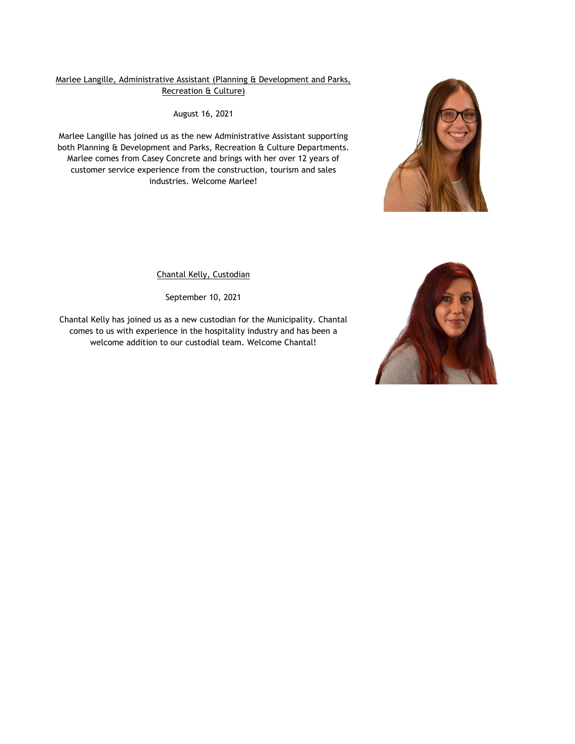Marlee Langille, Administrative Assistant (Planning & Development and Parks, Recreation & Culture)

August 16, 2021

Marlee Langille has joined us as the new Administrative Assistant supporting both Planning & Development and Parks, Recreation & Culture Departments. Marlee comes from Casey Concrete and brings with her over 12 years of customer service experience from the construction, tourism and sales industries. Welcome Marlee!

Chantal Kelly, Custodian

September 10, 2021

Chantal Kelly has joined us as a new custodian for the Municipality. Chantal comes to us with experience in the hospitality industry and has been a welcome addition to our custodial team. Welcome Chantal!